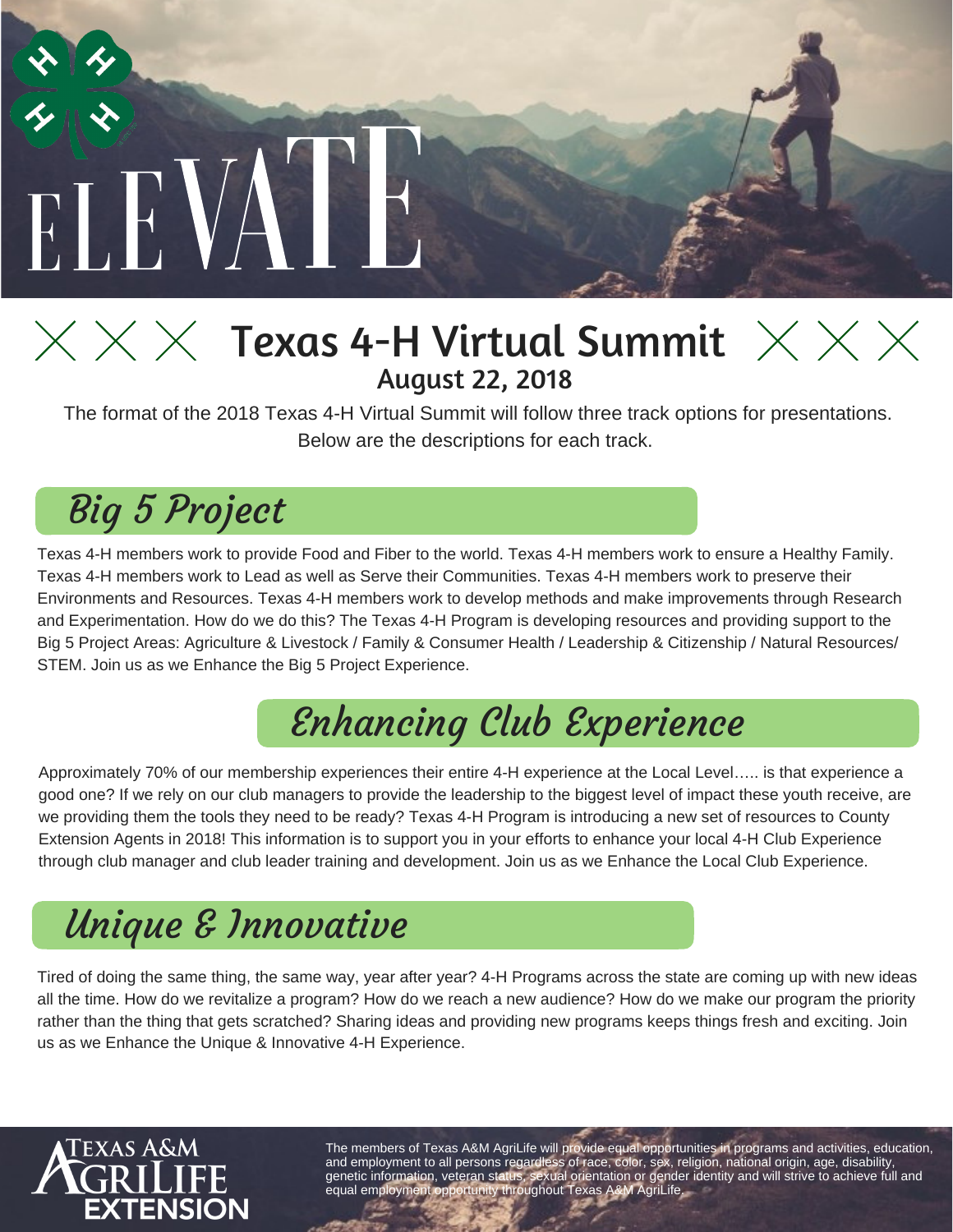# ELEVATE

## Texas 4-H Virtual Summit

**August 22, 2018**

The format of the 2018 Texas 4-H Virtual Summit will follow three track options for presentations. Below are the descriptions for each track.

## Big 5 Project

Texas 4-H members work to provide Food and Fiber to the world. Texas 4-H members work to ensure a Healthy Family. Texas 4-H members work to Lead as well as Serve their Communities. Texas 4-H members work to preserve their Environments and Resources. Texas 4-H members work to develop methods and make improvements through Research and Experimentation. How do we do this? The Texas 4-H Program is developing resources and providing support to the Big 5 Project Areas: Agriculture & Livestock / Family & Consumer Health / Leadership & Citizenship / Natural Resources/ STEM. Join us as we Enhance the Big 5 Project Experience.

## Enhancing Club Experience

Approximately 70% of our membership experiences their entire 4-H experience at the Local Level….. is that experience a good one? If we rely on our club managers to provide the leadership to the biggest level of impact these youth receive, are we providing them the tools they need to be ready? Texas 4-H Program is introducing a new set of resources to County Extension Agents in 2018! This information is to support you in your efforts to enhance your local 4-H Club Experience through club manager and club leader training and development. Join us as we Enhance the Local Club Experience.

## Unique & Innovative

Tired of doing the same thing, the same way, year after year? 4-H Programs across the state are coming up with new ideas all the time. How do we revitalize a program? How do we reach a new audience? How do we make our program the priority rather than the thing that gets scratched? Sharing ideas and providing new programs keeps things fresh and exciting. Join us as we Enhance the Unique & Innovative 4-H Experience.

Texas A&M AgriLife Extension

The members of Texas A&M AgriLife will provide equal opportunities in programs and activities, education, and employment to all persons regardless of race, color, sex, religion, national origin, age, disability, genetic information, veteran status, sexual orientation or gender identity and will strive to achieve full and equal employment opportunity throughout Texas A&M AgriLife.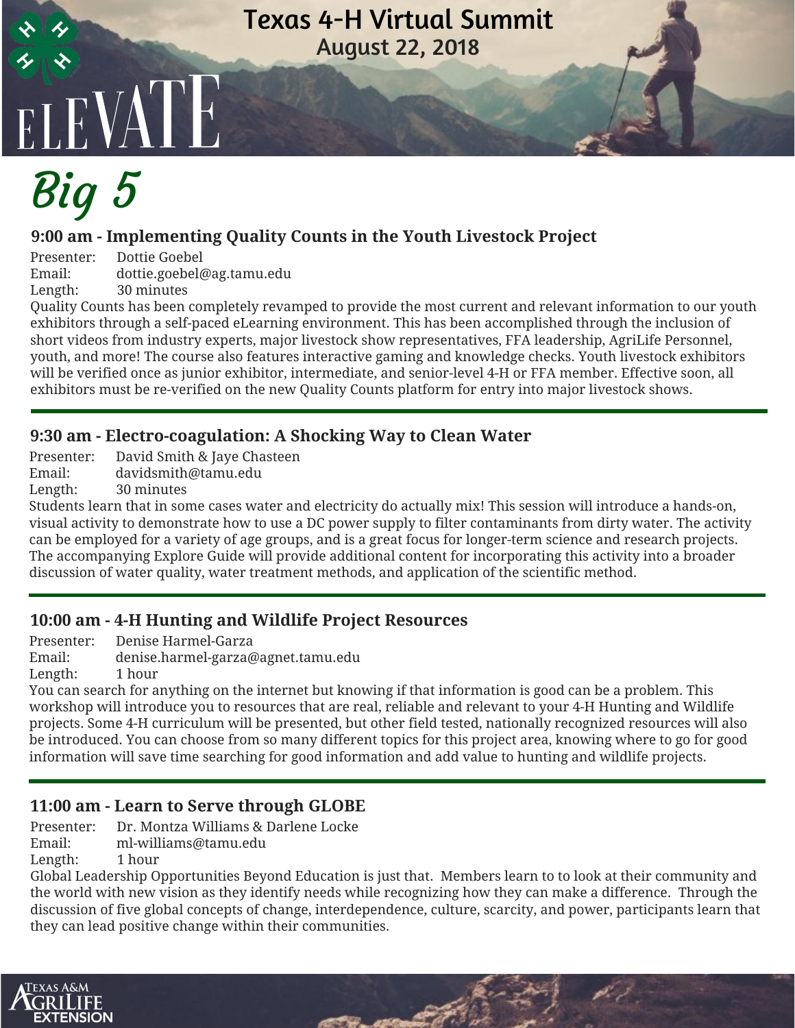# Texas 4-H Virtual Summit

## August 22, 2018

ELEVATE

# Big 5

### 9:00 am - Implementing Quality Counts in the Youth Livestock Project

Presenter: Dottie Goebel
Email: dottie.goebel@ag.tamu.edu
Length: 30 minutes

Quality Counts has been completely revamped to provide the most current and relevant information to our youth exhibitors through a self-paced eLearning environment. This has been accomplished through the inclusion of short videos from industry experts, major livestock show representatives, FFA leadership, AgriLife Personnel, youth, and more! The course also features interactive gaming and knowledge checks. Youth livestock exhibitors will be verified once as junior exhibitor, intermediate, and senior-level 4-H or FFA member. Effective soon, all exhibitors must be re-verified on the new Quality Counts platform for entry into major livestock shows.

---

### 9:30 am - Electro-coagulation: A Shocking Way to Clean Water

Presenter: David Smith & Jaye Chasteen
Email: davidsmith@tamu.edu
Length: 30 minutes

Students learn that in some cases water and electricity do actually mix! This session will introduce a hands-on, visual activity to demonstrate how to use a DC power supply to filter contaminants from dirty water. The activity can be employed for a variety of age groups, and is a great focus for longer-term science and research projects. The accompanying Explore Guide will provide additional content for incorporating this activity into a broader discussion of water quality, water treatment methods, and application of the scientific method.

---

### 10:00 am - 4-H Hunting and Wildlife Project Resources

Presenter: Denise Harmel-Garza
Email: denise.harmel-garza@agnet.tamu.edu
Length: 1 hour

You can search for anything on the internet but knowing if that information is good can be a problem. This workshop will introduce you to resources that are real, reliable and relevant to your 4-H Hunting and Wildlife projects. Some 4-H curriculum will be presented, but other field tested, nationally recognized resources will also be introduced. You can choose from so many different topics for this project area, knowing where to go for good information will save time searching for good information and add value to hunting and wildlife projects.

---

### 11:00 am - Learn to Serve through GLOBE

Presenter: Dr. Montza Williams & Darlene Locke
Email: ml-williams@tamu.edu
Length: 1 hour

Global Leadership Opportunities Beyond Education is just that. Members learn to to look at their community and the world with new vision as they identify needs while recognizing how they can make a difference. Through the discussion of five global concepts of change, interdependence, culture, scarcity, and power, participants learn that they can lead positive change within their communities.

Texas A&M AgriLife Extension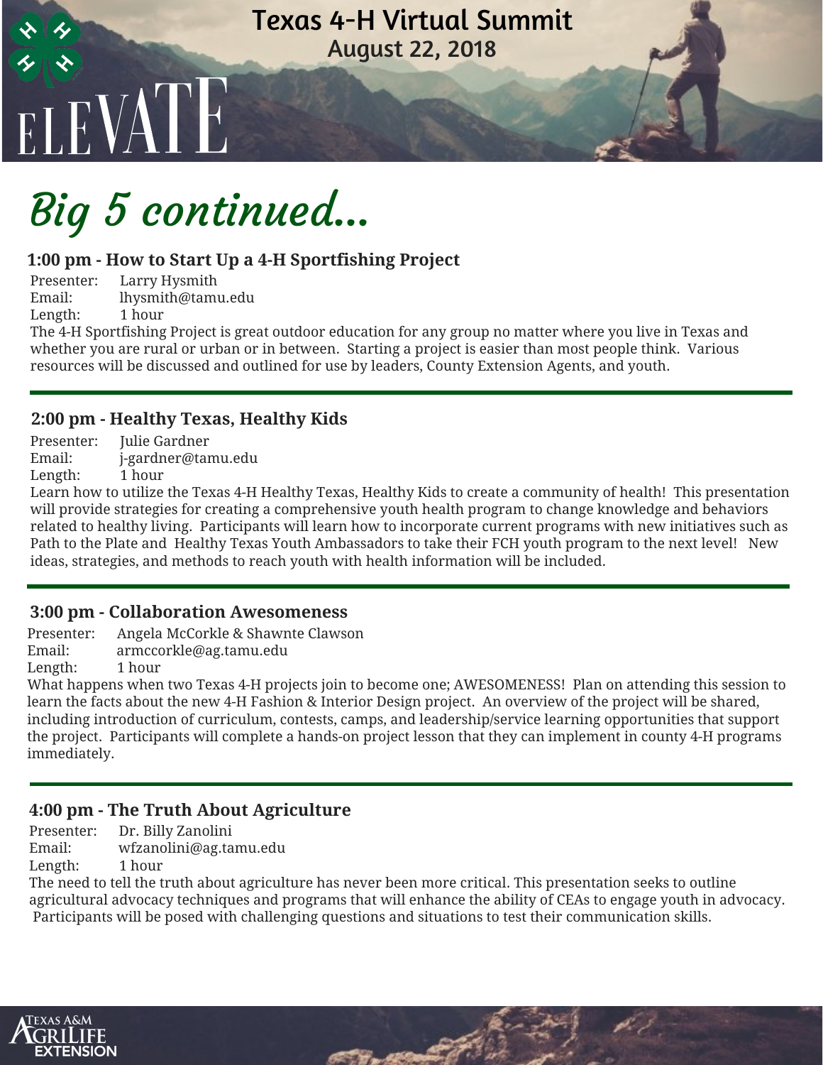# Texas 4-H Virtual Summit

**August 22, 2018**

ELEVATE

## Big 5 continued...

### 1:00 pm - How to Start Up a 4-H Sportfishing Project

Presenter: Larry Hysmith
Email: lhysmith@tamu.edu
Length: 1 hour

The 4-H Sportfishing Project is great outdoor education for any group no matter where you live in Texas and whether you are rural or urban or in between. Starting a project is easier than most people think. Various resources will be discussed and outlined for use by leaders, County Extension Agents, and youth.

### 2:00 pm - Healthy Texas, Healthy Kids

Presenter: Julie Gardner
Email: j-gardner@tamu.edu
Length: 1 hour

Learn how to utilize the Texas 4-H Healthy Texas, Healthy Kids to create a community of health! This presentation will provide strategies for creating a comprehensive youth health program to change knowledge and behaviors related to healthy living. Participants will learn how to incorporate current programs with new initiatives such as Path to the Plate and Healthy Texas Youth Ambassadors to take their FCH youth program to the next level! New ideas, strategies, and methods to reach youth with health information will be included.

### 3:00 pm - Collaboration Awesomeness

Presenter: Angela McCorkle & Shawnte Clawson
Email: armccorkle@ag.tamu.edu
Length: 1 hour

What happens when two Texas 4-H projects join to become one; AWESOMENESS! Plan on attending this session to learn the facts about the new 4-H Fashion & Interior Design project. An overview of the project will be shared, including introduction of curriculum, contests, camps, and leadership/service learning opportunities that support the project. Participants will complete a hands-on project lesson that they can implement in county 4-H programs immediately.

### 4:00 pm - The Truth About Agriculture

Presenter: Dr. Billy Zanolini
Email: wfzanolini@ag.tamu.edu
Length: 1 hour

The need to tell the truth about agriculture has never been more critical. This presentation seeks to outline agricultural advocacy techniques and programs that will enhance the ability of CEAs to engage youth in advocacy. Participants will be posed with challenging questions and situations to test their communication skills.

Texas A&M AgriLife Extension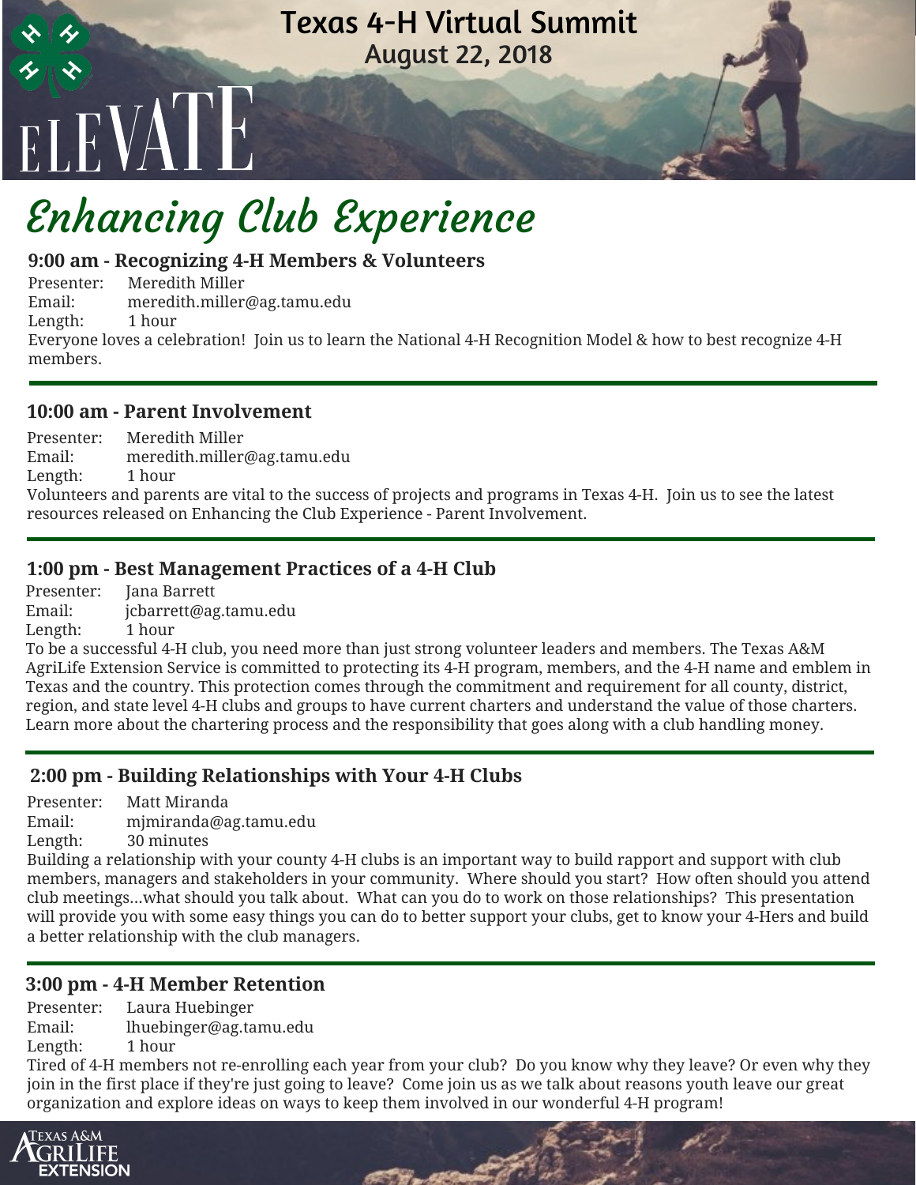# Texas 4-H Virtual Summit

**August 22, 2018**

ELEVATE

## Enhancing Club Experience

### 9:00 am - Recognizing 4-H Members & Volunteers

Presenter: Meredith Miller
Email: meredith.miller@ag.tamu.edu
Length: 1 hour

Everyone loves a celebration! Join us to learn the National 4-H Recognition Model & how to best recognize 4-H members.

---

### 10:00 am - Parent Involvement

Presenter: Meredith Miller
Email: meredith.miller@ag.tamu.edu
Length: 1 hour

Volunteers and parents are vital to the success of projects and programs in Texas 4-H. Join us to see the latest resources released on Enhancing the Club Experience - Parent Involvement.

---

### 1:00 pm - Best Management Practices of a 4-H Club

Presenter: Jana Barrett
Email: jcbarrett@ag.tamu.edu
Length: 1 hour

To be a successful 4-H club, you need more than just strong volunteer leaders and members. The Texas A&M AgriLife Extension Service is committed to protecting its 4-H program, members, and the 4-H name and emblem in Texas and the country. This protection comes through the commitment and requirement for all county, district, region, and state level 4-H clubs and groups to have current charters and understand the value of those charters. Learn more about the chartering process and the responsibility that goes along with a club handling money.

---

### 2:00 pm - Building Relationships with Your 4-H Clubs

Presenter: Matt Miranda
Email: mjmiranda@ag.tamu.edu
Length: 30 minutes

Building a relationship with your county 4-H clubs is an important way to build rapport and support with club members, managers and stakeholders in your community. Where should you start? How often should you attend club meetings...what should you talk about. What can you do to work on those relationships? This presentation will provide you with some easy things you can do to better support your clubs, get to know your 4-Hers and build a better relationship with the club managers.

---

### 3:00 pm - 4-H Member Retention

Presenter: Laura Huebinger
Email: lhuebinger@ag.tamu.edu
Length: 1 hour

Tired of 4-H members not re-enrolling each year from your club? Do you know why they leave? Or even why they join in the first place if they're just going to leave? Come join us as we talk about reasons youth leave our great organization and explore ideas on ways to keep them involved in our wonderful 4-H program!

Texas A&M AgriLife Extension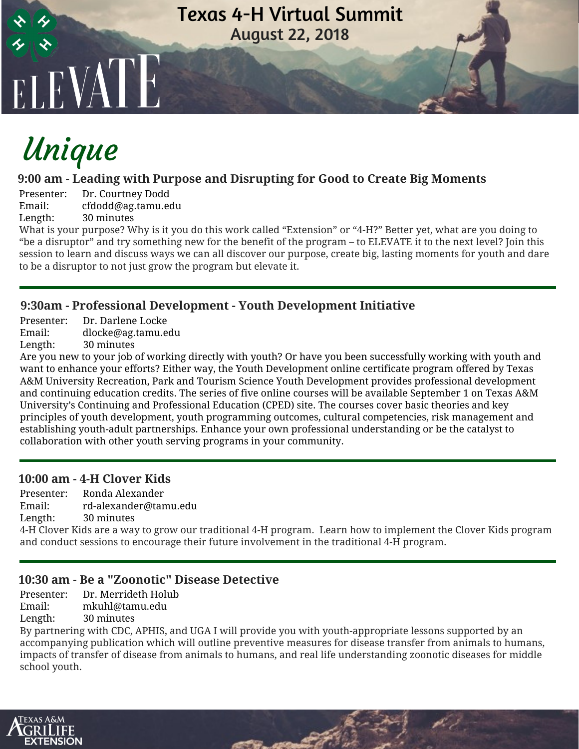# Texas 4-H Virtual Summit

August 22, 2018

ELEVATE

## Unique

### 9:00 am - Leading with Purpose and Disrupting for Good to Create Big Moments

Presenter: Dr. Courtney Dodd
Email: cfdodd@ag.tamu.edu
Length: 30 minutes

What is your purpose? Why is it you do this work called "Extension" or "4-H?" Better yet, what are you doing to "be a disruptor" and try something new for the benefit of the program – to ELEVATE it to the next level? Join this session to learn and discuss ways we can all discover our purpose, create big, lasting moments for youth and dare to be a disruptor to not just grow the program but elevate it.

---

### 9:30am - Professional Development - Youth Development Initiative

Presenter: Dr. Darlene Locke
Email: dlocke@ag.tamu.edu
Length: 30 minutes

Are you new to your job of working directly with youth? Or have you been successfully working with youth and want to enhance your efforts? Either way, the Youth Development online certificate program offered by Texas A&M University Recreation, Park and Tourism Science Youth Development provides professional development and continuing education credits. The series of five online courses will be available September 1 on Texas A&M University's Continuing and Professional Education (CPED) site. The courses cover basic theories and key principles of youth development, youth programming outcomes, cultural competencies, risk management and establishing youth-adult partnerships. Enhance your own professional understanding or be the catalyst to collaboration with other youth serving programs in your community.

---

### 10:00 am - 4-H Clover Kids

Presenter: Ronda Alexander
Email: rd-alexander@tamu.edu
Length: 30 minutes

4-H Clover Kids are a way to grow our traditional 4-H program. Learn how to implement the Clover Kids program and conduct sessions to encourage their future involvement in the traditional 4-H program.

---

### 10:30 am - Be a "Zoonotic" Disease Detective

Presenter: Dr. Merrideth Holub
Email: mkuhl@tamu.edu
Length: 30 minutes

By partnering with CDC, APHIS, and UGA I will provide you with youth-appropriate lessons supported by an accompanying publication which will outline preventive measures for disease transfer from animals to humans, impacts of transfer of disease from animals to humans, and real life understanding zoonotic diseases for middle school youth.

Texas A&M AgriLife Extension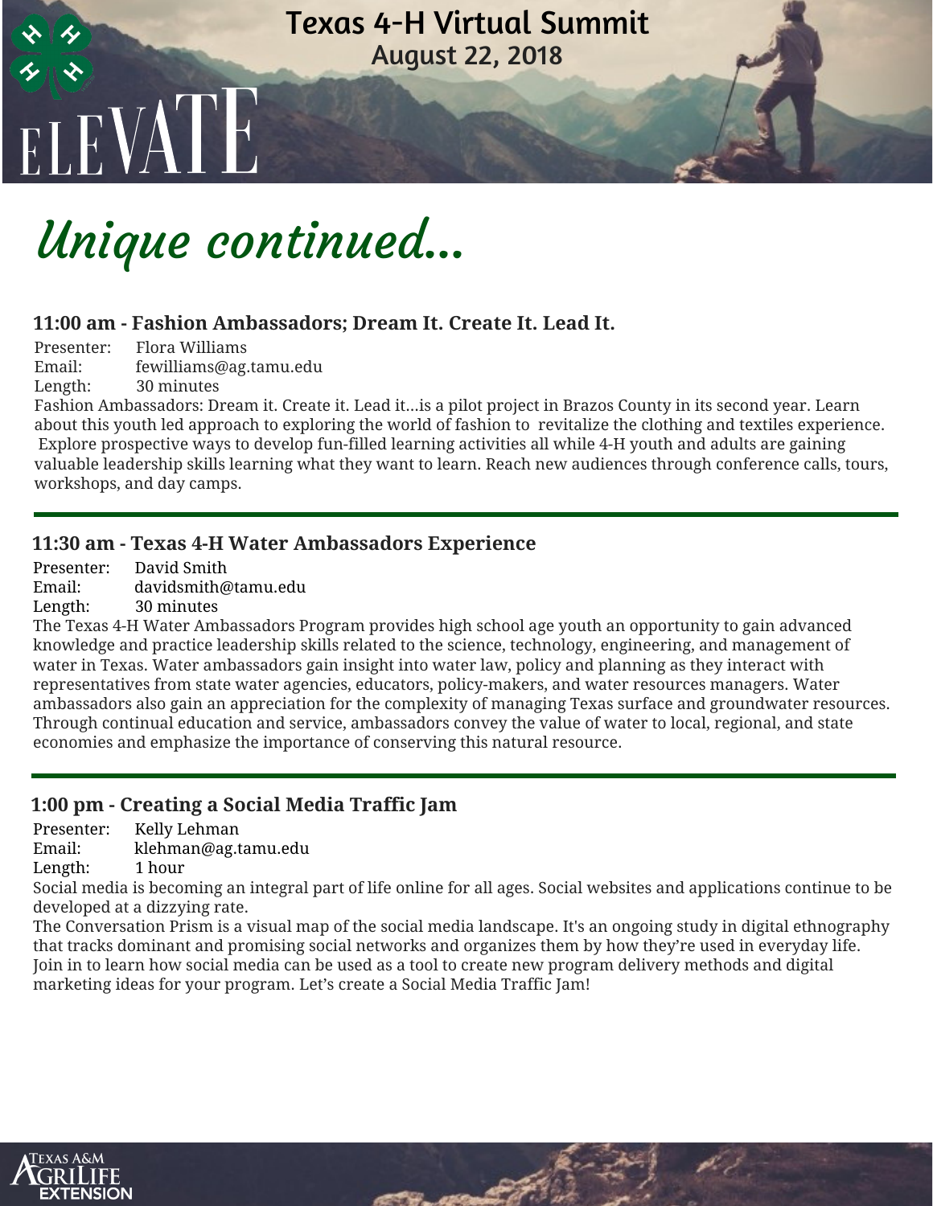Texas 4-H Virtual Summit
August 22, 2018

ELEVATE

# *Unique continued...*

### 11:00 am - Fashion Ambassadors; Dream It. Create It. Lead It.

Presenter: Flora Williams
Email: fewilliams@ag.tamu.edu
Length: 30 minutes

Fashion Ambassadors: Dream it. Create it. Lead it...is a pilot project in Brazos County in its second year. Learn about this youth led approach to exploring the world of fashion to revitalize the clothing and textiles experience. Explore prospective ways to develop fun-filled learning activities all while 4-H youth and adults are gaining valuable leadership skills learning what they want to learn. Reach new audiences through conference calls, tours, workshops, and day camps.

---

### 11:30 am - Texas 4-H Water Ambassadors Experience

Presenter: David Smith
Email: davidsmith@tamu.edu
Length: 30 minutes

The Texas 4-H Water Ambassadors Program provides high school age youth an opportunity to gain advanced knowledge and practice leadership skills related to the science, technology, engineering, and management of water in Texas. Water ambassadors gain insight into water law, policy and planning as they interact with representatives from state water agencies, educators, policy-makers, and water resources managers. Water ambassadors also gain an appreciation for the complexity of managing Texas surface and groundwater resources. Through continual education and service, ambassadors convey the value of water to local, regional, and state economies and emphasize the importance of conserving this natural resource.

---

### 1:00 pm - Creating a Social Media Traffic Jam

Presenter: Kelly Lehman
Email: klehman@ag.tamu.edu
Length: 1 hour

Social media is becoming an integral part of life online for all ages. Social websites and applications continue to be developed at a dizzying rate.
The Conversation Prism is a visual map of the social media landscape. It's an ongoing study in digital ethnography that tracks dominant and promising social networks and organizes them by how they're used in everyday life. Join in to learn how social media can be used as a tool to create new program delivery methods and digital marketing ideas for your program. Let's create a Social Media Traffic Jam!

Texas A&M AgriLife Extension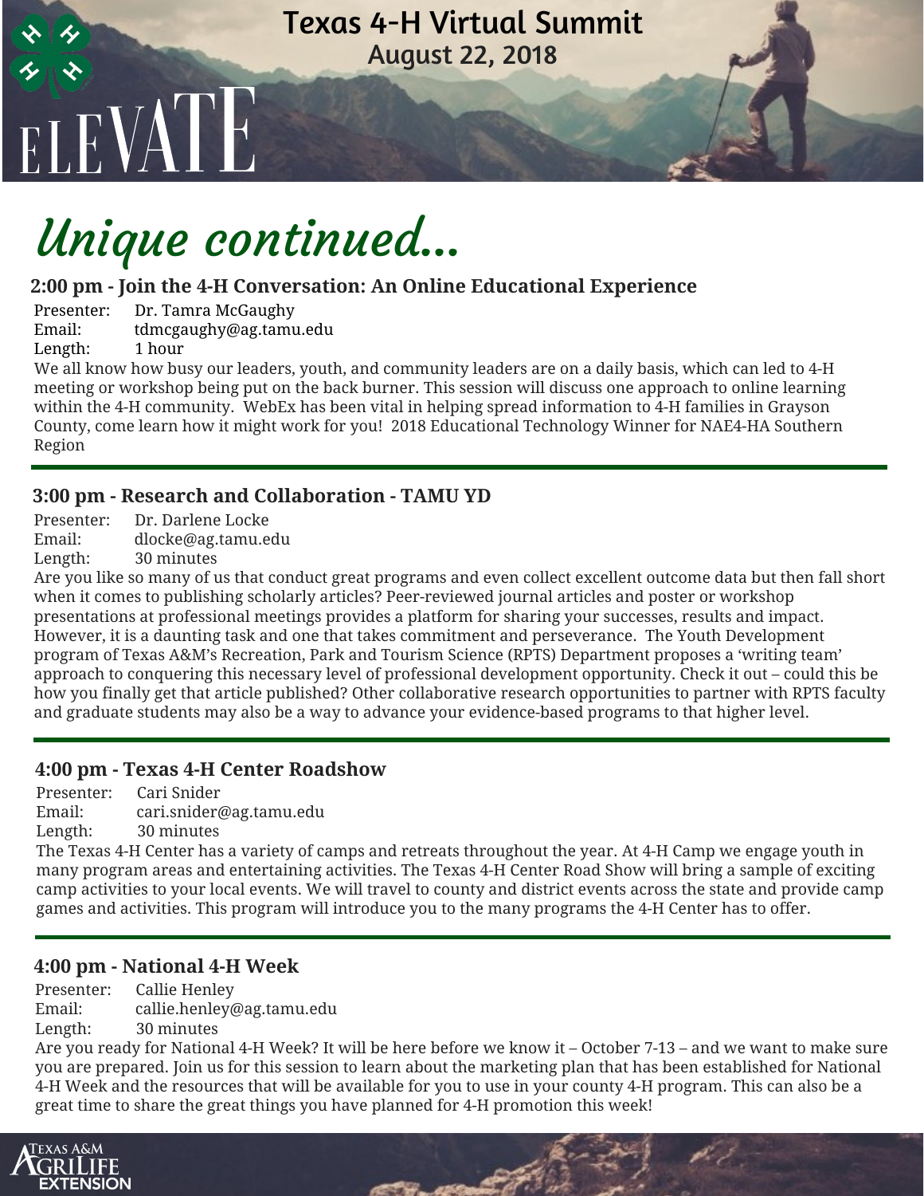Texas 4-H Virtual Summit
August 22, 2018

ELEVATE

# Unique continued...

### 2:00 pm - Join the 4-H Conversation: An Online Educational Experience

Presenter: Dr. Tamra McGaughy
Email: tdmcgaughy@ag.tamu.edu
Length: 1 hour

We all know how busy our leaders, youth, and community leaders are on a daily basis, which can led to 4-H meeting or workshop being put on the back burner. This session will discuss one approach to online learning within the 4-H community. WebEx has been vital in helping spread information to 4-H families in Grayson County, come learn how it might work for you! 2018 Educational Technology Winner for NAE4-HA Southern Region

---

### 3:00 pm - Research and Collaboration - TAMU YD

Presenter: Dr. Darlene Locke
Email: dlocke@ag.tamu.edu
Length: 30 minutes

Are you like so many of us that conduct great programs and even collect excellent outcome data but then fall short when it comes to publishing scholarly articles? Peer-reviewed journal articles and poster or workshop presentations at professional meetings provides a platform for sharing your successes, results and impact. However, it is a daunting task and one that takes commitment and perseverance. The Youth Development program of Texas A&M's Recreation, Park and Tourism Science (RPTS) Department proposes a 'writing team' approach to conquering this necessary level of professional development opportunity. Check it out – could this be how you finally get that article published? Other collaborative research opportunities to partner with RPTS faculty and graduate students may also be a way to advance your evidence-based programs to that higher level.

---

### 4:00 pm - Texas 4-H Center Roadshow

Presenter: Cari Snider
Email: cari.snider@ag.tamu.edu
Length: 30 minutes

The Texas 4-H Center has a variety of camps and retreats throughout the year. At 4-H Camp we engage youth in many program areas and entertaining activities. The Texas 4-H Center Road Show will bring a sample of exciting camp activities to your local events. We will travel to county and district events across the state and provide camp games and activities. This program will introduce you to the many programs the 4-H Center has to offer.

---

### 4:00 pm - National 4-H Week

Presenter: Callie Henley
Email: callie.henley@ag.tamu.edu
Length: 30 minutes

Are you ready for National 4-H Week? It will be here before we know it – October 7-13 – and we want to make sure you are prepared. Join us for this session to learn about the marketing plan that has been established for National 4-H Week and the resources that will be available for you to use in your county 4-H program. This can also be a great time to share the great things you have planned for 4-H promotion this week!

Texas A&M AgriLife Extension